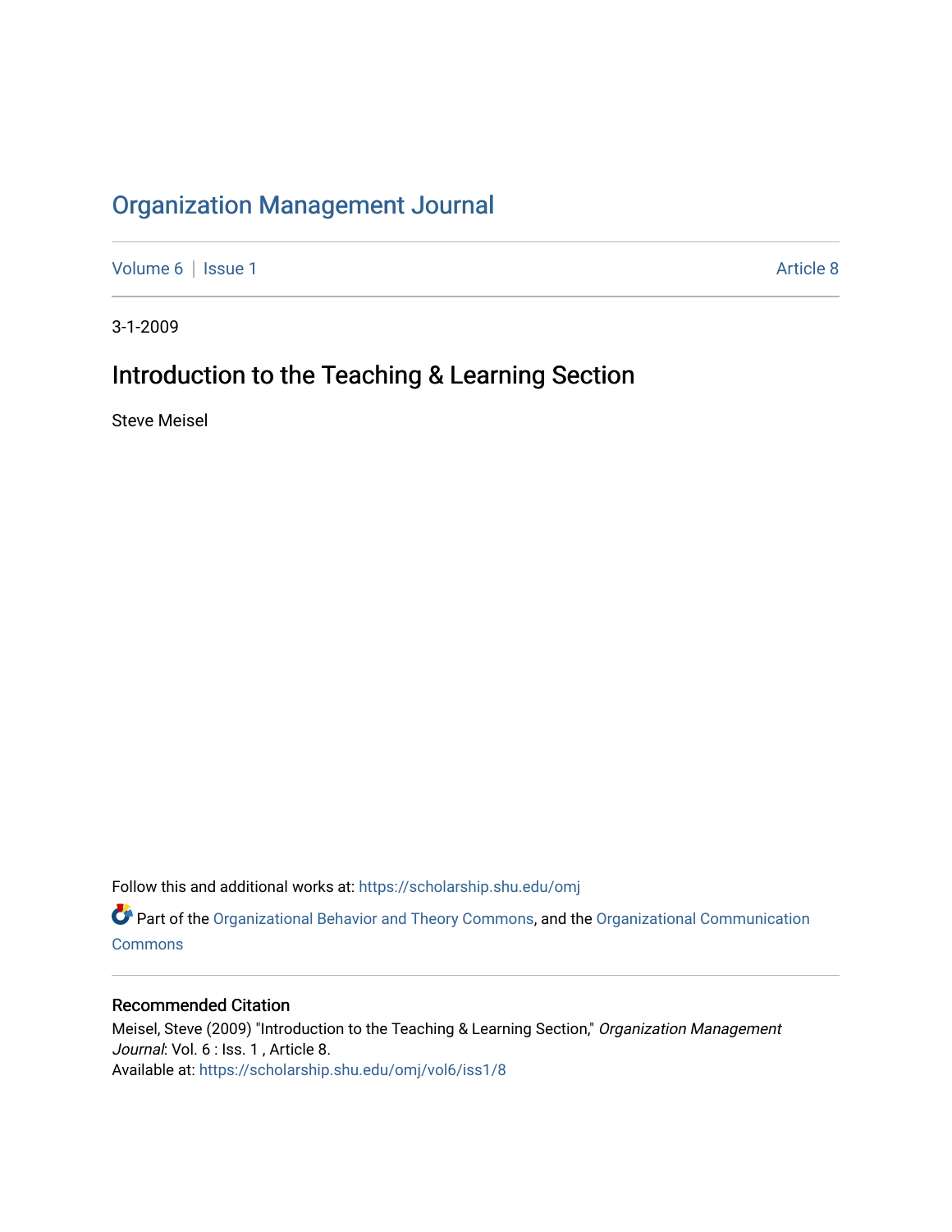# Organization Management Journal

Volume 6 | Issue 1 Article 8

3-1-2009

## Introduction to the Teaching & Learning Section

Steve Meisel

Follow this and additional works at: https://scholarship.shu.edu/omj

Part of the Organizational Behavior and Theory Commons, and the Organizational Communication Commons

### Recommended Citation

Meisel, Steve (2009) "Introduction to the Teaching & Learning Section," *Organization Management Journal*: Vol. 6 : Iss. 1 , Article 8.
Available at: https://scholarship.shu.edu/omj/vol6/iss1/8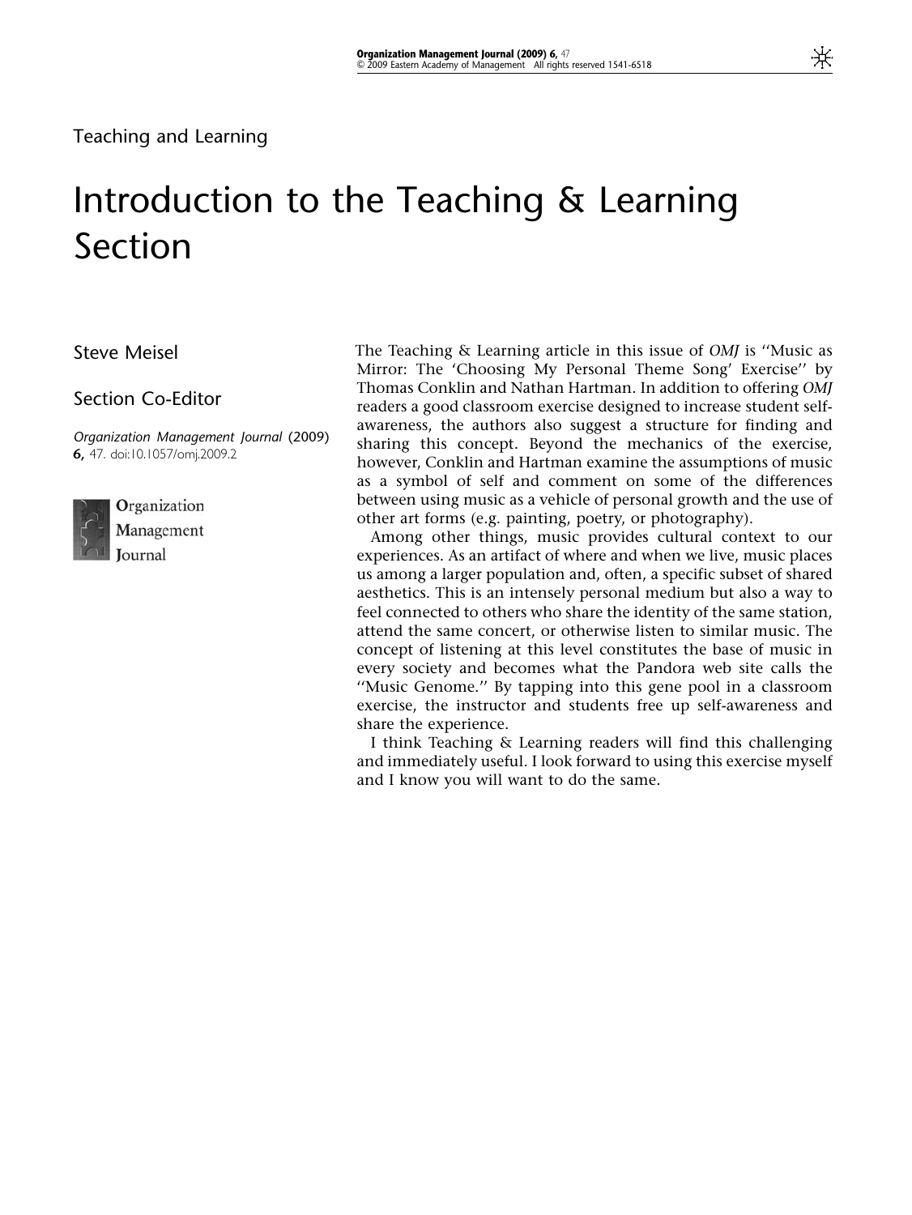Teaching and Learning

# Introduction to the Teaching & Learning Section

Steve Meisel

Section Co-Editor

*Organization Management Journal* (2009) **6,** 47. doi:10.1057/omj.2009.2

The Teaching & Learning article in this issue of *OMJ* is ''Music as Mirror: The 'Choosing My Personal Theme Song' Exercise'' by Thomas Conklin and Nathan Hartman. In addition to offering *OMJ* readers a good classroom exercise designed to increase student self-awareness, the authors also suggest a structure for finding and sharing this concept. Beyond the mechanics of the exercise, however, Conklin and Hartman examine the assumptions of music as a symbol of self and comment on some of the differences between using music as a vehicle of personal growth and the use of other art forms (e.g. painting, poetry, or photography).

Among other things, music provides cultural context to our experiences. As an artifact of where and when we live, music places us among a larger population and, often, a specific subset of shared aesthetics. This is an intensely personal medium but also a way to feel connected to others who share the identity of the same station, attend the same concert, or otherwise listen to similar music. The concept of listening at this level constitutes the base of music in every society and becomes what the Pandora web site calls the ''Music Genome.'' By tapping into this gene pool in a classroom exercise, the instructor and students free up self-awareness and share the experience.

I think Teaching & Learning readers will find this challenging and immediately useful. I look forward to using this exercise myself and I know you will want to do the same.